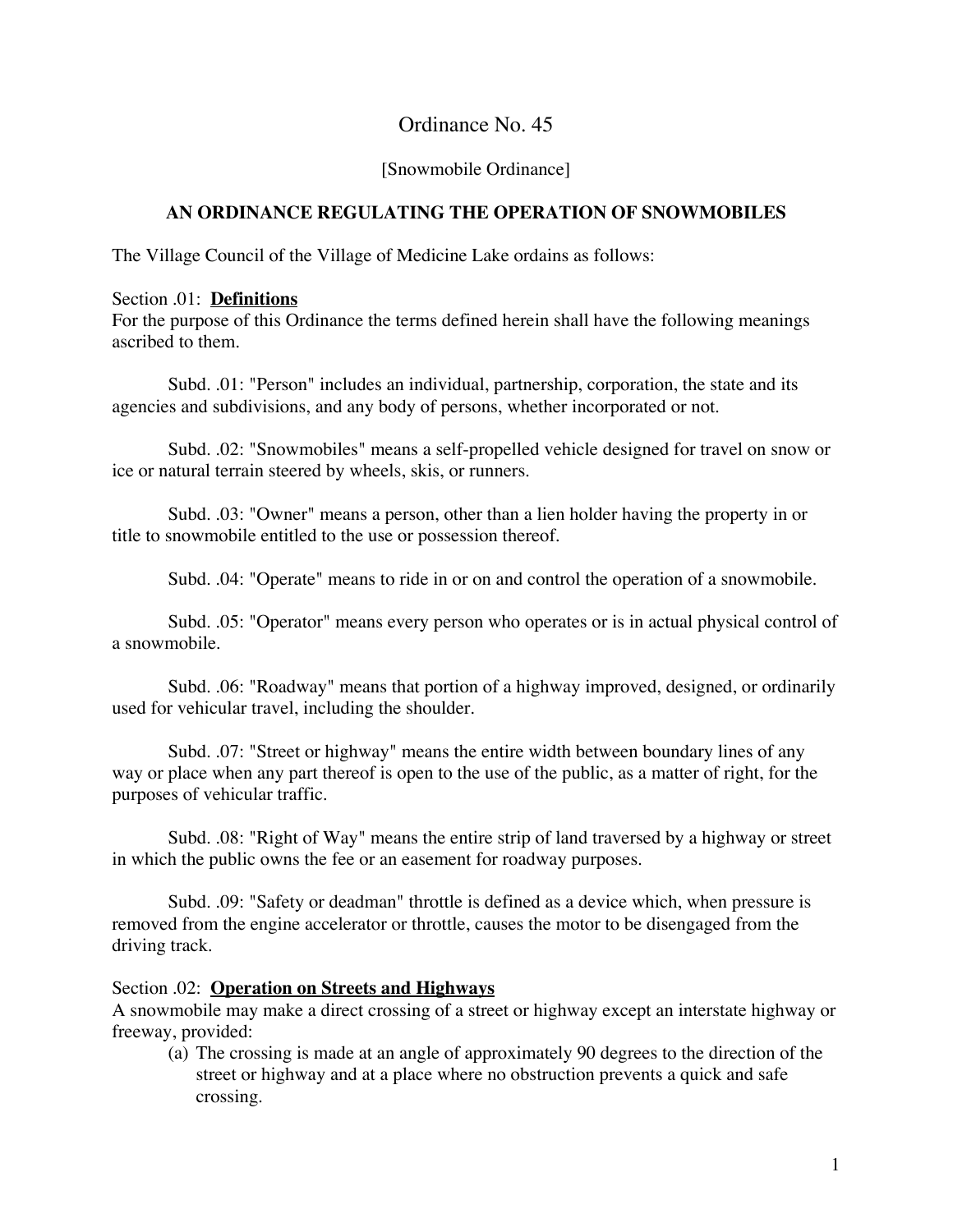# Ordinance No. 45

[Snowmobile Ordinance]

## AN ORDINANCE REGULATING THE OPERATION OF SNOWMOBILES

The Village Council of the Village of Medicine Lake ordains as follows:

Section .01: **Definitions**
For the purpose of this Ordinance the terms defined herein shall have the following meanings ascribed to them.

Subd. .01: "Person" includes an individual, partnership, corporation, the state and its agencies and subdivisions, and any body of persons, whether incorporated or not.

Subd. .02: "Snowmobiles" means a self-propelled vehicle designed for travel on snow or ice or natural terrain steered by wheels, skis, or runners.

Subd. .03: "Owner" means a person, other than a lien holder having the property in or title to snowmobile entitled to the use or possession thereof.

Subd. .04: "Operate" means to ride in or on and control the operation of a snowmobile.

Subd. .05: "Operator" means every person who operates or is in actual physical control of a snowmobile.

Subd. .06: "Roadway" means that portion of a highway improved, designed, or ordinarily used for vehicular travel, including the shoulder.

Subd. .07: "Street or highway" means the entire width between boundary lines of any way or place when any part thereof is open to the use of the public, as a matter of right, for the purposes of vehicular traffic.

Subd. .08: "Right of Way" means the entire strip of land traversed by a highway or street in which the public owns the fee or an easement for roadway purposes.

Subd. .09: "Safety or deadman" throttle is defined as a device which, when pressure is removed from the engine accelerator or throttle, causes the motor to be disengaged from the driving track.

Section .02: **Operation on Streets and Highways**
A snowmobile may make a direct crossing of a street or highway except an interstate highway or freeway, provided:

(a) The crossing is made at an angle of approximately 90 degrees to the direction of the street or highway and at a place where no obstruction prevents a quick and safe crossing.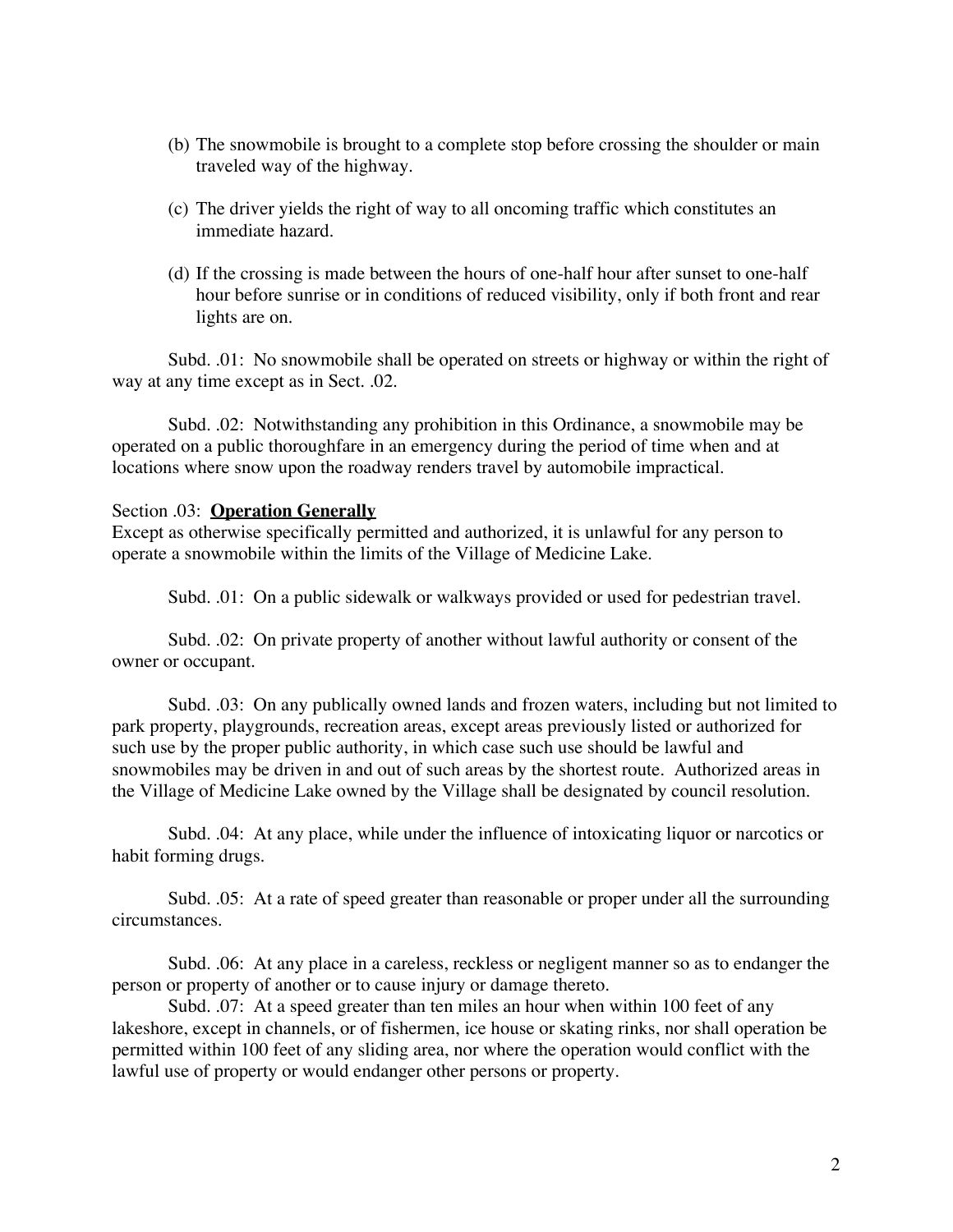(b) The snowmobile is brought to a complete stop before crossing the shoulder or main traveled way of the highway.

(c) The driver yields the right of way to all oncoming traffic which constitutes an immediate hazard.

(d) If the crossing is made between the hours of one-half hour after sunset to one-half hour before sunrise or in conditions of reduced visibility, only if both front and rear lights are on.

Subd. .01: No snowmobile shall be operated on streets or highway or within the right of way at any time except as in Sect. .02.

Subd. .02: Notwithstanding any prohibition in this Ordinance, a snowmobile may be operated on a public thoroughfare in an emergency during the period of time when and at locations where snow upon the roadway renders travel by automobile impractical.

Section .03: **Operation Generally**
Except as otherwise specifically permitted and authorized, it is unlawful for any person to operate a snowmobile within the limits of the Village of Medicine Lake.

Subd. .01: On a public sidewalk or walkways provided or used for pedestrian travel.

Subd. .02: On private property of another without lawful authority or consent of the owner or occupant.

Subd. .03: On any publically owned lands and frozen waters, including but not limited to park property, playgrounds, recreation areas, except areas previously listed or authorized for such use by the proper public authority, in which case such use should be lawful and snowmobiles may be driven in and out of such areas by the shortest route. Authorized areas in the Village of Medicine Lake owned by the Village shall be designated by council resolution.

Subd. .04: At any place, while under the influence of intoxicating liquor or narcotics or habit forming drugs.

Subd. .05: At a rate of speed greater than reasonable or proper under all the surrounding circumstances.

Subd. .06: At any place in a careless, reckless or negligent manner so as to endanger the person or property of another or to cause injury or damage thereto.

Subd. .07: At a speed greater than ten miles an hour when within 100 feet of any lakeshore, except in channels, or of fishermen, ice house or skating rinks, nor shall operation be permitted within 100 feet of any sliding area, nor where the operation would conflict with the lawful use of property or would endanger other persons or property.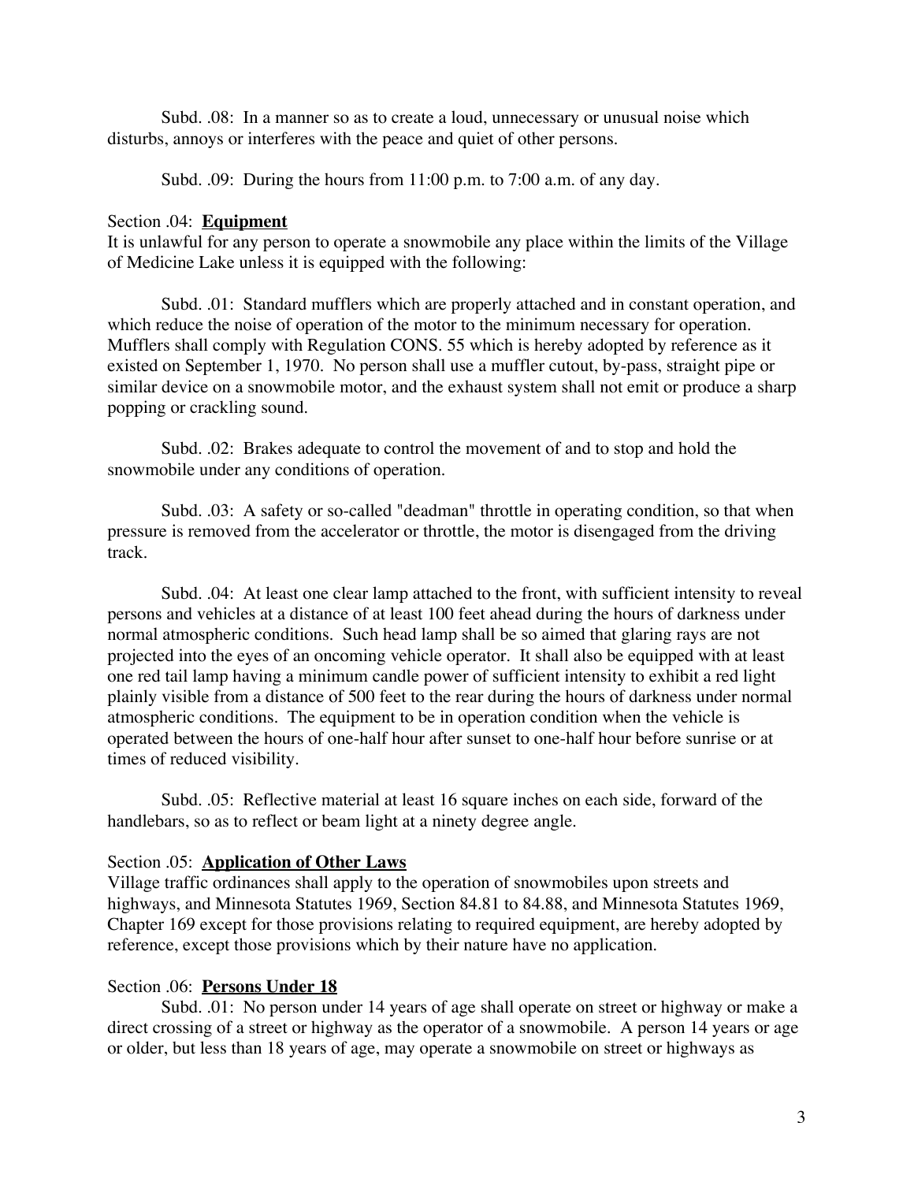Subd. .08: In a manner so as to create a loud, unnecessary or unusual noise which disturbs, annoys or interferes with the peace and quiet of other persons.

Subd. .09: During the hours from 11:00 p.m. to 7:00 a.m. of any day.

Section .04: **Equipment**

It is unlawful for any person to operate a snowmobile any place within the limits of the Village of Medicine Lake unless it is equipped with the following:

Subd. .01: Standard mufflers which are properly attached and in constant operation, and which reduce the noise of operation of the motor to the minimum necessary for operation. Mufflers shall comply with Regulation CONS. 55 which is hereby adopted by reference as it existed on September 1, 1970. No person shall use a muffler cutout, by-pass, straight pipe or similar device on a snowmobile motor, and the exhaust system shall not emit or produce a sharp popping or crackling sound.

Subd. .02: Brakes adequate to control the movement of and to stop and hold the snowmobile under any conditions of operation.

Subd. .03: A safety or so-called "deadman" throttle in operating condition, so that when pressure is removed from the accelerator or throttle, the motor is disengaged from the driving track.

Subd. .04: At least one clear lamp attached to the front, with sufficient intensity to reveal persons and vehicles at a distance of at least 100 feet ahead during the hours of darkness under normal atmospheric conditions. Such head lamp shall be so aimed that glaring rays are not projected into the eyes of an oncoming vehicle operator. It shall also be equipped with at least one red tail lamp having a minimum candle power of sufficient intensity to exhibit a red light plainly visible from a distance of 500 feet to the rear during the hours of darkness under normal atmospheric conditions. The equipment to be in operation condition when the vehicle is operated between the hours of one-half hour after sunset to one-half hour before sunrise or at times of reduced visibility.

Subd. .05: Reflective material at least 16 square inches on each side, forward of the handlebars, so as to reflect or beam light at a ninety degree angle.

Section .05: **Application of Other Laws**

Village traffic ordinances shall apply to the operation of snowmobiles upon streets and highways, and Minnesota Statutes 1969, Section 84.81 to 84.88, and Minnesota Statutes 1969, Chapter 169 except for those provisions relating to required equipment, are hereby adopted by reference, except those provisions which by their nature have no application.

Section .06: **Persons Under 18**

Subd. .01: No person under 14 years of age shall operate on street or highway or make a direct crossing of a street or highway as the operator of a snowmobile. A person 14 years or age or older, but less than 18 years of age, may operate a snowmobile on street or highways as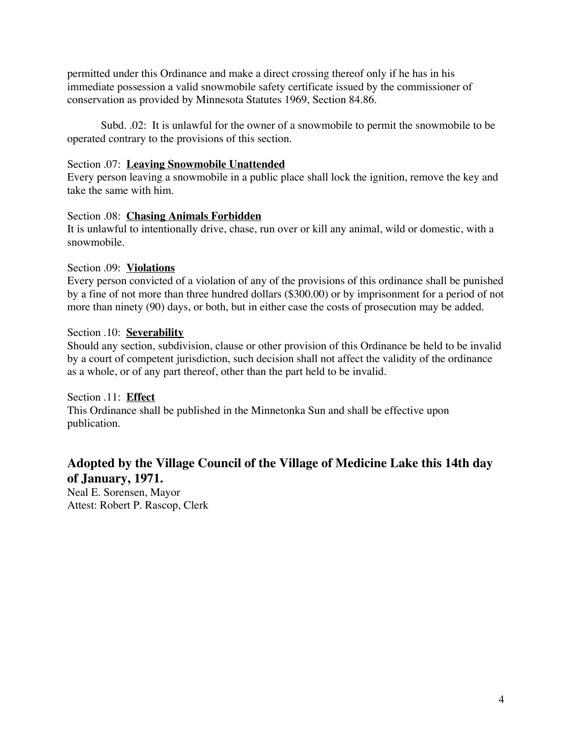permitted under this Ordinance and make a direct crossing thereof only if he has in his immediate possession a valid snowmobile safety certificate issued by the commissioner of conservation as provided by Minnesota Statutes 1969, Section 84.86.

Subd. .02: It is unlawful for the owner of a snowmobile to permit the snowmobile to be operated contrary to the provisions of this section.

Section .07: **Leaving Snowmobile Unattended**
Every person leaving a snowmobile in a public place shall lock the ignition, remove the key and take the same with him.

Section .08: **Chasing Animals Forbidden**
It is unlawful to intentionally drive, chase, run over or kill any animal, wild or domestic, with a snowmobile.

Section .09: **Violations**
Every person convicted of a violation of any of the provisions of this ordinance shall be punished by a fine of not more than three hundred dollars ($300.00) or by imprisonment for a period of not more than ninety (90) days, or both, but in either case the costs of prosecution may be added.

Section .10: **Severability**
Should any section, subdivision, clause or other provision of this Ordinance be held to be invalid by a court of competent jurisdiction, such decision shall not affect the validity of the ordinance as a whole, or of any part thereof, other than the part held to be invalid.

Section .11: **Effect**
This Ordinance shall be published in the Minnetonka Sun and shall be effective upon publication.

## Adopted by the Village Council of the Village of Medicine Lake this 14th day of January, 1971.

Neal E. Sorensen, Mayor
Attest: Robert P. Rascop, Clerk